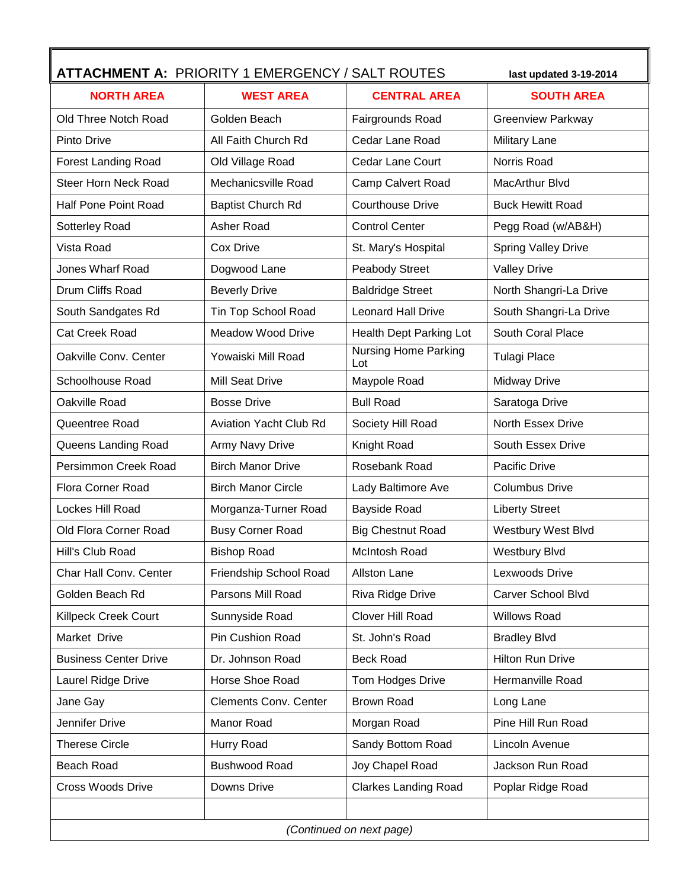## ATTACHMENT A: PRIORITY 1 EMERGENCY / SALT ROUTES

**last updated 3-19-2014**

| NORTH AREA | WEST AREA | CENTRAL AREA | SOUTH AREA |
|---|---|---|---|
| Old Three Notch Road | Golden Beach | Fairgrounds Road | Greenview Parkway |
| Pinto Drive | All Faith Church Rd | Cedar Lane Road | Military Lane |
| Forest Landing Road | Old Village Road | Cedar Lane Court | Norris Road |
| Steer Horn Neck Road | Mechanicsville Road | Camp Calvert Road | MacArthur Blvd |
| Half Pone Point Road | Baptist Church Rd | Courthouse Drive | Buck Hewitt Road |
| Sotterley Road | Asher Road | Control Center | Pegg Road (w/AB&H) |
| Vista Road | Cox Drive | St. Mary's Hospital | Spring Valley Drive |
| Jones Wharf Road | Dogwood Lane | Peabody Street | Valley Drive |
| Drum Cliffs Road | Beverly Drive | Baldridge Street | North Shangri-La Drive |
| South Sandgates Rd | Tin Top School Road | Leonard Hall Drive | South Shangri-La Drive |
| Cat Creek Road | Meadow Wood Drive | Health Dept Parking Lot | South Coral Place |
| Oakville Conv. Center | Yowaiski Mill Road | Nursing Home Parking Lot | Tulagi Place |
| Schoolhouse Road | Mill Seat Drive | Maypole Road | Midway Drive |
| Oakville Road | Bosse Drive | Bull Road | Saratoga Drive |
| Queentree Road | Aviation Yacht Club Rd | Society Hill Road | North Essex Drive |
| Queens Landing Road | Army Navy Drive | Knight Road | South Essex Drive |
| Persimmon Creek Road | Birch Manor Drive | Rosebank Road | Pacific Drive |
| Flora Corner Road | Birch Manor Circle | Lady Baltimore Ave | Columbus Drive |
| Lockes Hill Road | Morganza-Turner Road | Bayside Road | Liberty Street |
| Old Flora Corner Road | Busy Corner Road | Big Chestnut Road | Westbury West Blvd |
| Hill's Club Road | Bishop Road | McIntosh Road | Westbury Blvd |
| Char Hall Conv. Center | Friendship School Road | Allston Lane | Lexwoods Drive |
| Golden Beach Rd | Parsons Mill Road | Riva Ridge Drive | Carver School Blvd |
| Killpeck Creek Court | Sunnyside Road | Clover Hill Road | Willows Road |
| Market Drive | Pin Cushion Road | St. John's Road | Bradley Blvd |
| Business Center Drive | Dr. Johnson Road | Beck Road | Hilton Run Drive |
| Laurel Ridge Drive | Horse Shoe Road | Tom Hodges Drive | Hermanville Road |
| Jane Gay | Clements Conv. Center | Brown Road | Long Lane |
| Jennifer Drive | Manor Road | Morgan Road | Pine Hill Run Road |
| Therese Circle | Hurry Road | Sandy Bottom Road | Lincoln Avenue |
| Beach Road | Bushwood Road | Joy Chapel Road | Jackson Run Road |
| Cross Woods Drive | Downs Drive | Clarkes Landing Road | Poplar Ridge Road |
| | | | |

*(Continued on next page)*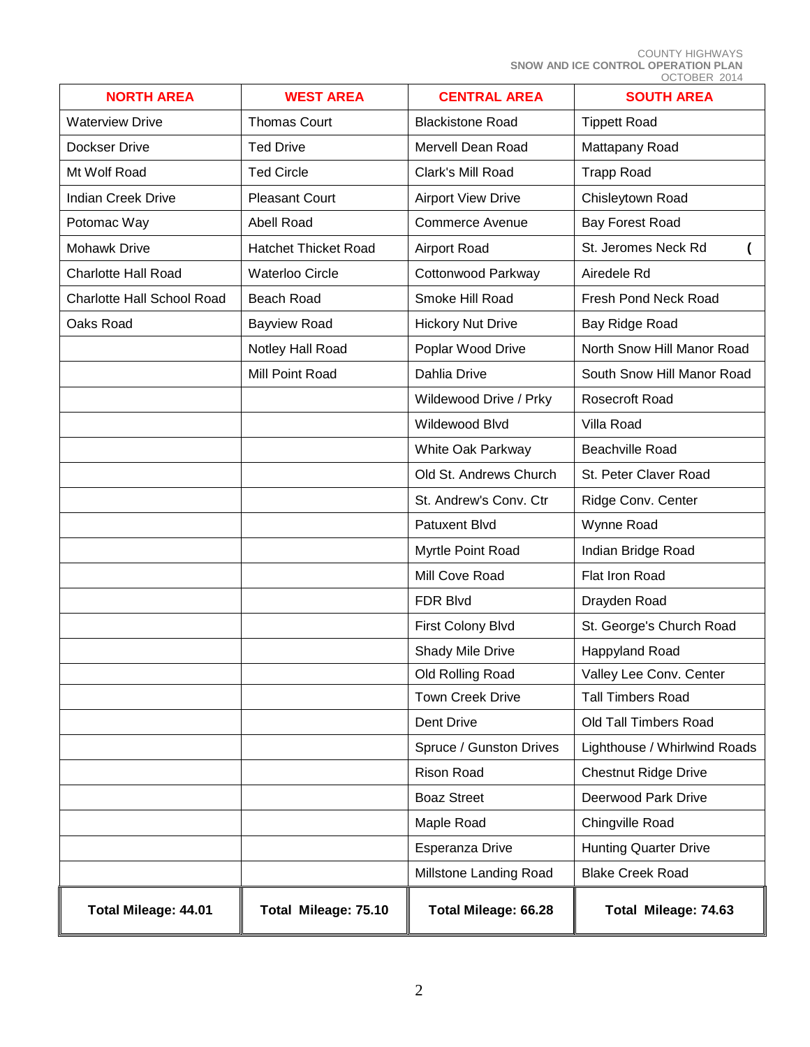COUNTY HIGHWAYS
SNOW AND ICE CONTROL OPERATION PLAN
OCTOBER 2014

| NORTH AREA | WEST AREA | CENTRAL AREA | SOUTH AREA |
|---|---|---|---|
| Waterview Drive | Thomas Court | Blackistone Road | Tippett Road |
| Dockser Drive | Ted Drive | Mervell Dean Road | Mattapany Road |
| Mt Wolf Road | Ted Circle | Clark's Mill Road | Trapp Road |
| Indian Creek Drive | Pleasant Court | Airport View Drive | Chisleytown Road |
| Potomac Way | Abell Road | Commerce Avenue | Bay Forest Road |
| Mohawk Drive | Hatchet Thicket Road | Airport Road | St. Jeromes Neck Rd ( |
| Charlotte Hall Road | Waterloo Circle | Cottonwood Parkway | Airedele Rd |
| Charlotte Hall School Road | Beach Road | Smoke Hill Road | Fresh Pond Neck Road |
| Oaks Road | Bayview Road | Hickory Nut Drive | Bay Ridge Road |
| | Notley Hall Road | Poplar Wood Drive | North Snow Hill Manor Road |
| | Mill Point Road | Dahlia Drive | South Snow Hill Manor Road |
| | | Wildewood Drive / Prky | Rosecroft Road |
| | | Wildewood Blvd | Villa Road |
| | | White Oak Parkway | Beachville Road |
| | | Old St. Andrews Church | St. Peter Claver Road |
| | | St. Andrew's Conv. Ctr | Ridge Conv. Center |
| | | Patuxent Blvd | Wynne Road |
| | | Myrtle Point Road | Indian Bridge Road |
| | | Mill Cove Road | Flat Iron Road |
| | | FDR Blvd | Drayden Road |
| | | First Colony Blvd | St. George's Church Road |
| | | Shady Mile Drive | Happyland Road |
| | | Old Rolling Road | Valley Lee Conv. Center |
| | | Town Creek Drive | Tall Timbers Road |
| | | Dent Drive | Old Tall Timbers Road |
| | | Spruce / Gunston Drives | Lighthouse / Whirlwind Roads |
| | | Rison Road | Chestnut Ridge Drive |
| | | Boaz Street | Deerwood Park Drive |
| | | Maple Road | Chingville Road |
| | | Esperanza Drive | Hunting Quarter Drive |
| | | Millstone Landing Road | Blake Creek Road |
| **Total Mileage: 44.01** | **Total Mileage: 75.10** | **Total Mileage: 66.28** | **Total Mileage: 74.63** |